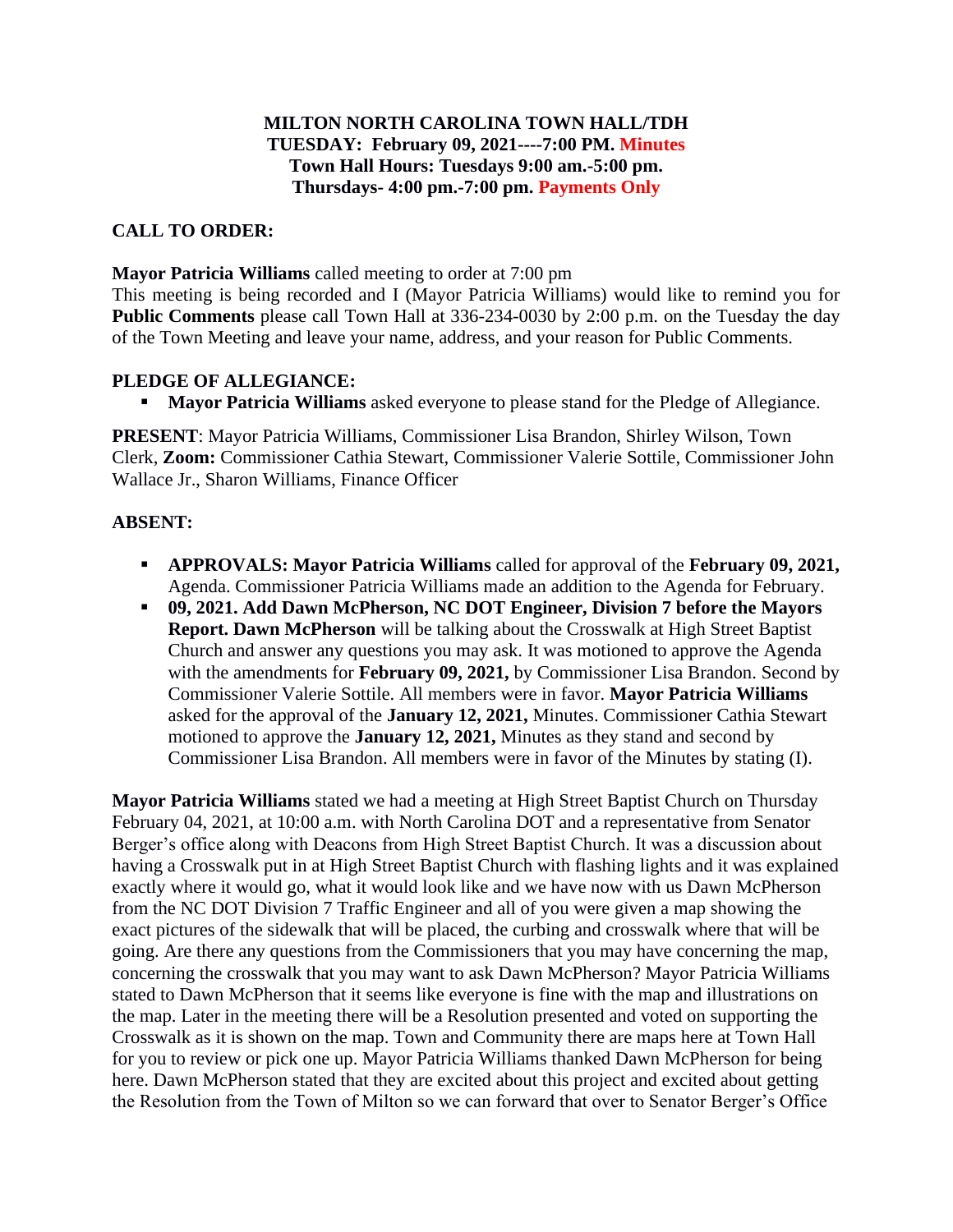**MILTON NORTH CAROLINA TOWN HALL/TDH**
**TUESDAY: February 09, 2021----7:00 PM. Minutes**
**Town Hall Hours: Tuesdays 9:00 am.-5:00 pm.**
**Thursdays- 4:00 pm.-7:00 pm. Payments Only**

**CALL TO ORDER:**

**Mayor Patricia Williams** called meeting to order at 7:00 pm
This meeting is being recorded and I (Mayor Patricia Williams) would like to remind you for **Public Comments** please call Town Hall at 336-234-0030 by 2:00 p.m. on the Tuesday the day of the Town Meeting and leave your name, address, and your reason for Public Comments.

**PLEDGE OF ALLEGIANCE:**

- **Mayor Patricia Williams** asked everyone to please stand for the Pledge of Allegiance.

**PRESENT**: Mayor Patricia Williams, Commissioner Lisa Brandon, Shirley Wilson, Town Clerk, **Zoom:** Commissioner Cathia Stewart, Commissioner Valerie Sottile, Commissioner John Wallace Jr., Sharon Williams, Finance Officer

**ABSENT:**

- **APPROVALS: Mayor Patricia Williams** called for approval of the **February 09, 2021,** Agenda. Commissioner Patricia Williams made an addition to the Agenda for February.
- **09, 2021. Add Dawn McPherson, NC DOT Engineer, Division 7 before the Mayors Report. Dawn McPherson** will be talking about the Crosswalk at High Street Baptist Church and answer any questions you may ask. It was motioned to approve the Agenda with the amendments for **February 09, 2021,** by Commissioner Lisa Brandon. Second by Commissioner Valerie Sottile. All members were in favor. **Mayor Patricia Williams** asked for the approval of the **January 12, 2021,** Minutes. Commissioner Cathia Stewart motioned to approve the **January 12, 2021,** Minutes as they stand and second by Commissioner Lisa Brandon. All members were in favor of the Minutes by stating (I).

**Mayor Patricia Williams** stated we had a meeting at High Street Baptist Church on Thursday February 04, 2021, at 10:00 a.m. with North Carolina DOT and a representative from Senator Berger's office along with Deacons from High Street Baptist Church. It was a discussion about having a Crosswalk put in at High Street Baptist Church with flashing lights and it was explained exactly where it would go, what it would look like and we have now with us Dawn McPherson from the NC DOT Division 7 Traffic Engineer and all of you were given a map showing the exact pictures of the sidewalk that will be placed, the curbing and crosswalk where that will be going. Are there any questions from the Commissioners that you may have concerning the map, concerning the crosswalk that you may want to ask Dawn McPherson? Mayor Patricia Williams stated to Dawn McPherson that it seems like everyone is fine with the map and illustrations on the map. Later in the meeting there will be a Resolution presented and voted on supporting the Crosswalk as it is shown on the map. Town and Community there are maps here at Town Hall for you to review or pick one up. Mayor Patricia Williams thanked Dawn McPherson for being here. Dawn McPherson stated that they are excited about this project and excited about getting the Resolution from the Town of Milton so we can forward that over to Senator Berger's Office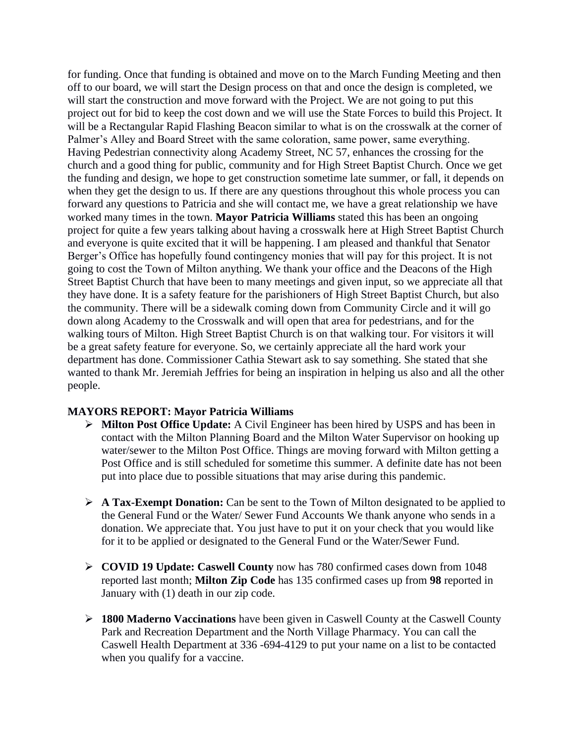for funding. Once that funding is obtained and move on to the March Funding Meeting and then off to our board, we will start the Design process on that and once the design is completed, we will start the construction and move forward with the Project. We are not going to put this project out for bid to keep the cost down and we will use the State Forces to build this Project. It will be a Rectangular Rapid Flashing Beacon similar to what is on the crosswalk at the corner of Palmer's Alley and Board Street with the same coloration, same power, same everything. Having Pedestrian connectivity along Academy Street, NC 57, enhances the crossing for the church and a good thing for public, community and for High Street Baptist Church. Once we get the funding and design, we hope to get construction sometime late summer, or fall, it depends on when they get the design to us. If there are any questions throughout this whole process you can forward any questions to Patricia and she will contact me, we have a great relationship we have worked many times in the town. **Mayor Patricia Williams** stated this has been an ongoing project for quite a few years talking about having a crosswalk here at High Street Baptist Church and everyone is quite excited that it will be happening. I am pleased and thankful that Senator Berger's Office has hopefully found contingency monies that will pay for this project. It is not going to cost the Town of Milton anything. We thank your office and the Deacons of the High Street Baptist Church that have been to many meetings and given input, so we appreciate all that they have done. It is a safety feature for the parishioners of High Street Baptist Church, but also the community. There will be a sidewalk coming down from Community Circle and it will go down along Academy to the Crosswalk and will open that area for pedestrians, and for the walking tours of Milton. High Street Baptist Church is on that walking tour. For visitors it will be a great safety feature for everyone. So, we certainly appreciate all the hard work your department has done. Commissioner Cathia Stewart ask to say something. She stated that she wanted to thank Mr. Jeremiah Jeffries for being an inspiration in helping us also and all the other people.

**MAYORS REPORT: Mayor Patricia Williams**

- **Milton Post Office Update:** A Civil Engineer has been hired by USPS and has been in contact with the Milton Planning Board and the Milton Water Supervisor on hooking up water/sewer to the Milton Post Office. Things are moving forward with Milton getting a Post Office and is still scheduled for sometime this summer. A definite date has not been put into place due to possible situations that may arise during this pandemic.

- **A Tax-Exempt Donation:** Can be sent to the Town of Milton designated to be applied to the General Fund or the Water/ Sewer Fund Accounts We thank anyone who sends in a donation. We appreciate that. You just have to put it on your check that you would like for it to be applied or designated to the General Fund or the Water/Sewer Fund.

- **COVID 19 Update: Caswell County** now has 780 confirmed cases down from 1048 reported last month; **Milton Zip Code** has 135 confirmed cases up from **98** reported in January with (1) death in our zip code.

- **1800 Maderno Vaccinations** have been given in Caswell County at the Caswell County Park and Recreation Department and the North Village Pharmacy. You can call the Caswell Health Department at 336 -694-4129 to put your name on a list to be contacted when you qualify for a vaccine.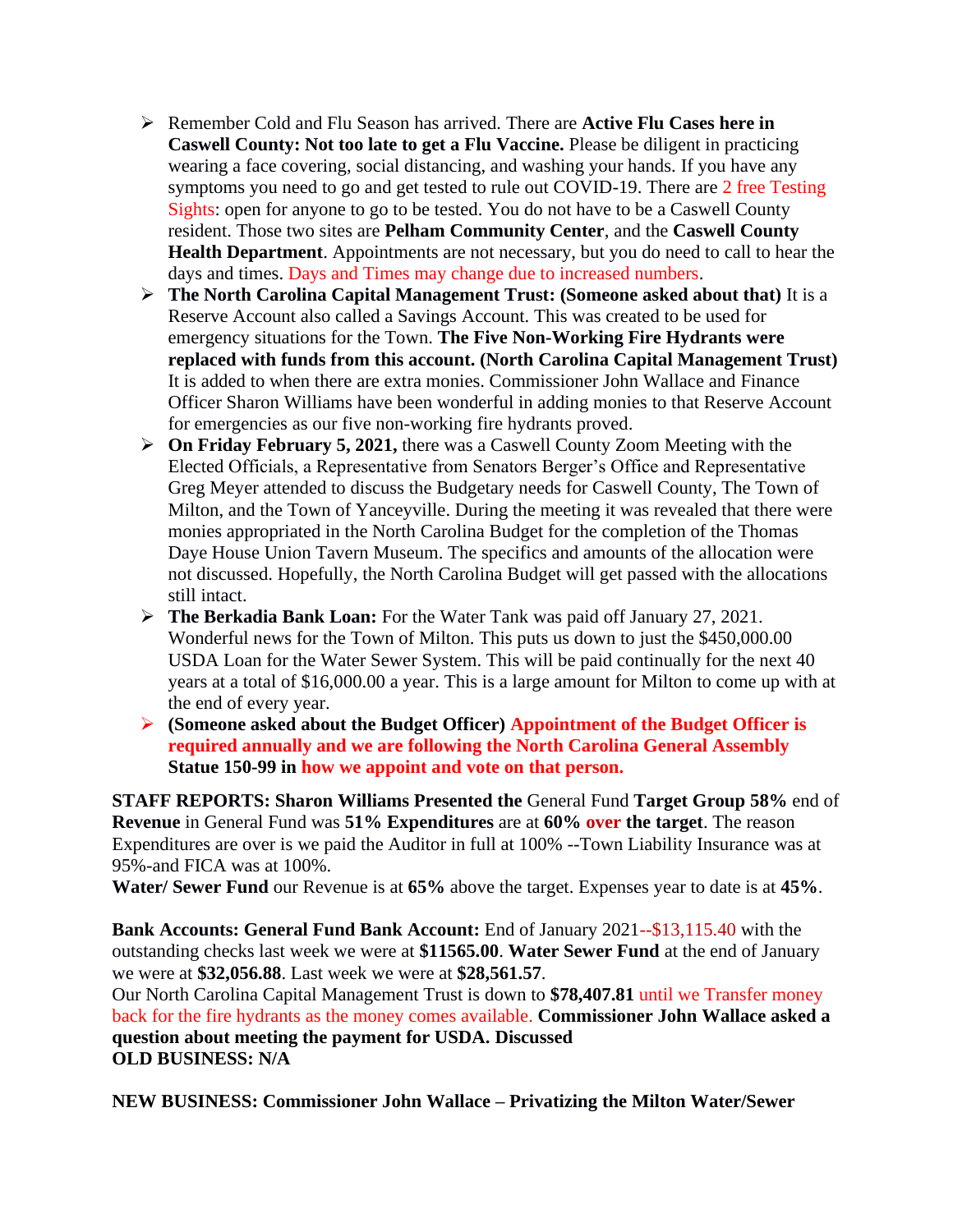- Remember Cold and Flu Season has arrived. There are **Active Flu Cases here in Caswell County: Not too late to get a Flu Vaccine.** Please be diligent in practicing wearing a face covering, social distancing, and washing your hands. If you have any symptoms you need to go and get tested to rule out COVID-19. There are 2 free Testing Sights: open for anyone to go to be tested. You do not have to be a Caswell County resident. Those two sites are **Pelham Community Center**, and the **Caswell County Health Department**. Appointments are not necessary, but you do need to call to hear the days and times. Days and Times may change due to increased numbers.
- **The North Carolina Capital Management Trust: (Someone asked about that)** It is a Reserve Account also called a Savings Account. This was created to be used for emergency situations for the Town. **The Five Non-Working Fire Hydrants were replaced with funds from this account. (North Carolina Capital Management Trust)** It is added to when there are extra monies. Commissioner John Wallace and Finance Officer Sharon Williams have been wonderful in adding monies to that Reserve Account for emergencies as our five non-working fire hydrants proved.
- **On Friday February 5, 2021,** there was a Caswell County Zoom Meeting with the Elected Officials, a Representative from Senators Berger's Office and Representative Greg Meyer attended to discuss the Budgetary needs for Caswell County, The Town of Milton, and the Town of Yanceyville. During the meeting it was revealed that there were monies appropriated in the North Carolina Budget for the completion of the Thomas Daye House Union Tavern Museum. The specifics and amounts of the allocation were not discussed. Hopefully, the North Carolina Budget will get passed with the allocations still intact.
- **The Berkadia Bank Loan:** For the Water Tank was paid off January 27, 2021. Wonderful news for the Town of Milton. This puts us down to just the $450,000.00 USDA Loan for the Water Sewer System. This will be paid continually for the next 40 years at a total of $16,000.00 a year. This is a large amount for Milton to come up with at the end of every year.
- **(Someone asked about the Budget Officer) Appointment of the Budget Officer is required annually and we are following the North Carolina General Assembly Statue 150-99 in how we appoint and vote on that person.**

**STAFF REPORTS: Sharon Williams Presented the** General Fund **Target Group 58%** end of **Revenue** in General Fund was **51% Expenditures** are at **60% over the target**. The reason Expenditures are over is we paid the Auditor in full at 100% --Town Liability Insurance was at 95%-and FICA was at 100%.
**Water/ Sewer Fund** our Revenue is at **65%** above the target. Expenses year to date is at **45%**.

**Bank Accounts: General Fund Bank Account:** End of January 2021--$13,115.40 with the outstanding checks last week we were at **$11565.00**. **Water Sewer Fund** at the end of January we were at **$32,056.88**. Last week we were at **$28,561.57**.
Our North Carolina Capital Management Trust is down to **$78,407.81** until we Transfer money back for the fire hydrants as the money comes available. **Commissioner John Wallace asked a question about meeting the payment for USDA. Discussed**
**OLD BUSINESS: N/A**

**NEW BUSINESS: Commissioner John Wallace – Privatizing the Milton Water/Sewer**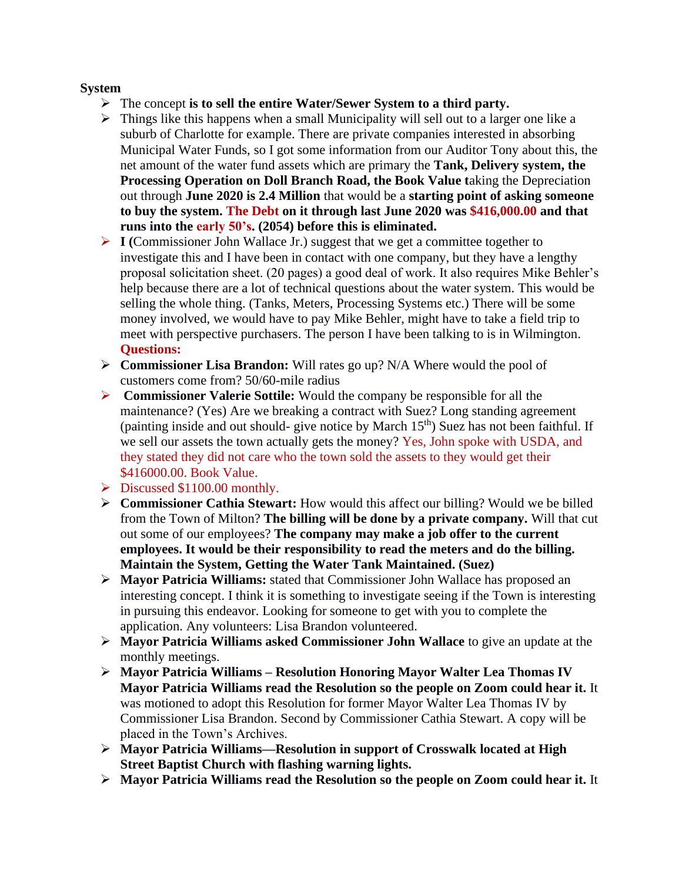**System**

- The concept **is to sell the entire Water/Sewer System to a third party.**
- Things like this happens when a small Municipality will sell out to a larger one like a suburb of Charlotte for example. There are private companies interested in absorbing Municipal Water Funds, so I got some information from our Auditor Tony about this, the net amount of the water fund assets which are primary the **Tank, Delivery system, the Processing Operation on Doll Branch Road, the Book Value t**aking the Depreciation out through **June 2020 is 2.4 Million** that would be a **starting point of asking someone to buy the system. The Debt on it through last June 2020 was $416,000.00 and that runs into the early 50's. (2054) before this is eliminated.**
- **I (**Commissioner John Wallace Jr.) suggest that we get a committee together to investigate this and I have been in contact with one company, but they have a lengthy proposal solicitation sheet. (20 pages) a good deal of work. It also requires Mike Behler's help because there are a lot of technical questions about the water system. This would be selling the whole thing. (Tanks, Meters, Processing Systems etc.) There will be some money involved, we would have to pay Mike Behler, might have to take a field trip to meet with perspective purchasers. The person I have been talking to is in Wilmington. **Questions:**
- **Commissioner Lisa Brandon:** Will rates go up? N/A Where would the pool of customers come from? 50/60-mile radius
- **Commissioner Valerie Sottile:** Would the company be responsible for all the maintenance? (Yes) Are we breaking a contract with Suez? Long standing agreement (painting inside and out should- give notice by March 15th) Suez has not been faithful. If we sell our assets the town actually gets the money? Yes, John spoke with USDA, and they stated they did not care who the town sold the assets to they would get their $416000.00. Book Value.
- Discussed $1100.00 monthly.
- **Commissioner Cathia Stewart:** How would this affect our billing? Would we be billed from the Town of Milton? **The billing will be done by a private company.** Will that cut out some of our employees? **The company may make a job offer to the current employees. It would be their responsibility to read the meters and do the billing. Maintain the System, Getting the Water Tank Maintained. (Suez)**
- **Mayor Patricia Williams:** stated that Commissioner John Wallace has proposed an interesting concept. I think it is something to investigate seeing if the Town is interesting in pursuing this endeavor. Looking for someone to get with you to complete the application. Any volunteers: Lisa Brandon volunteered.
- **Mayor Patricia Williams asked Commissioner John Wallace** to give an update at the monthly meetings.
- **Mayor Patricia Williams – Resolution Honoring Mayor Walter Lea Thomas IV Mayor Patricia Williams read the Resolution so the people on Zoom could hear it.** It was motioned to adopt this Resolution for former Mayor Walter Lea Thomas IV by Commissioner Lisa Brandon. Second by Commissioner Cathia Stewart. A copy will be placed in the Town's Archives.
- **Mayor Patricia Williams—Resolution in support of Crosswalk located at High Street Baptist Church with flashing warning lights.**
- **Mayor Patricia Williams read the Resolution so the people on Zoom could hear it.** It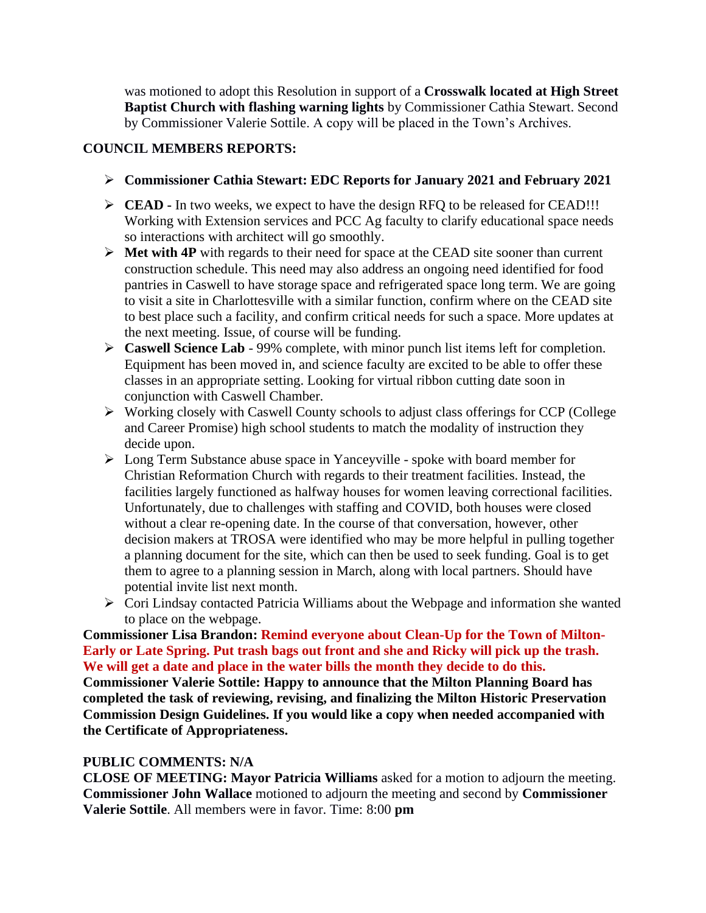was motioned to adopt this Resolution in support of a **Crosswalk located at High Street Baptist Church with flashing warning lights** by Commissioner Cathia Stewart. Second by Commissioner Valerie Sottile. A copy will be placed in the Town's Archives.

**COUNCIL MEMBERS REPORTS:**

- **Commissioner Cathia Stewart: EDC Reports for January 2021 and February 2021**
- **CEAD -** In two weeks, we expect to have the design RFQ to be released for CEAD!!! Working with Extension services and PCC Ag faculty to clarify educational space needs so interactions with architect will go smoothly.
- **Met with 4P** with regards to their need for space at the CEAD site sooner than current construction schedule. This need may also address an ongoing need identified for food pantries in Caswell to have storage space and refrigerated space long term. We are going to visit a site in Charlottesville with a similar function, confirm where on the CEAD site to best place such a facility, and confirm critical needs for such a space. More updates at the next meeting. Issue, of course will be funding.
- **Caswell Science Lab** - 99% complete, with minor punch list items left for completion. Equipment has been moved in, and science faculty are excited to be able to offer these classes in an appropriate setting. Looking for virtual ribbon cutting date soon in conjunction with Caswell Chamber.
- Working closely with Caswell County schools to adjust class offerings for CCP (College and Career Promise) high school students to match the modality of instruction they decide upon.
- Long Term Substance abuse space in Yanceyville - spoke with board member for Christian Reformation Church with regards to their treatment facilities. Instead, the facilities largely functioned as halfway houses for women leaving correctional facilities. Unfortunately, due to challenges with staffing and COVID, both houses were closed without a clear re-opening date. In the course of that conversation, however, other decision makers at TROSA were identified who may be more helpful in pulling together a planning document for the site, which can then be used to seek funding. Goal is to get them to agree to a planning session in March, along with local partners. Should have potential invite list next month.
- Cori Lindsay contacted Patricia Williams about the Webpage and information she wanted to place on the webpage.

**Commissioner Lisa Brandon: Remind everyone about Clean-Up for the Town of Milton- Early or Late Spring. Put trash bags out front and she and Ricky will pick up the trash. We will get a date and place in the water bills the month they decide to do this.**

**Commissioner Valerie Sottile: Happy to announce that the Milton Planning Board has completed the task of reviewing, revising, and finalizing the Milton Historic Preservation Commission Design Guidelines. If you would like a copy when needed accompanied with the Certificate of Appropriateness.**

**PUBLIC COMMENTS: N/A**

**CLOSE OF MEETING: Mayor Patricia Williams** asked for a motion to adjourn the meeting. **Commissioner John Wallace** motioned to adjourn the meeting and second by **Commissioner Valerie Sottile**. All members were in favor. Time: 8:00 **pm**